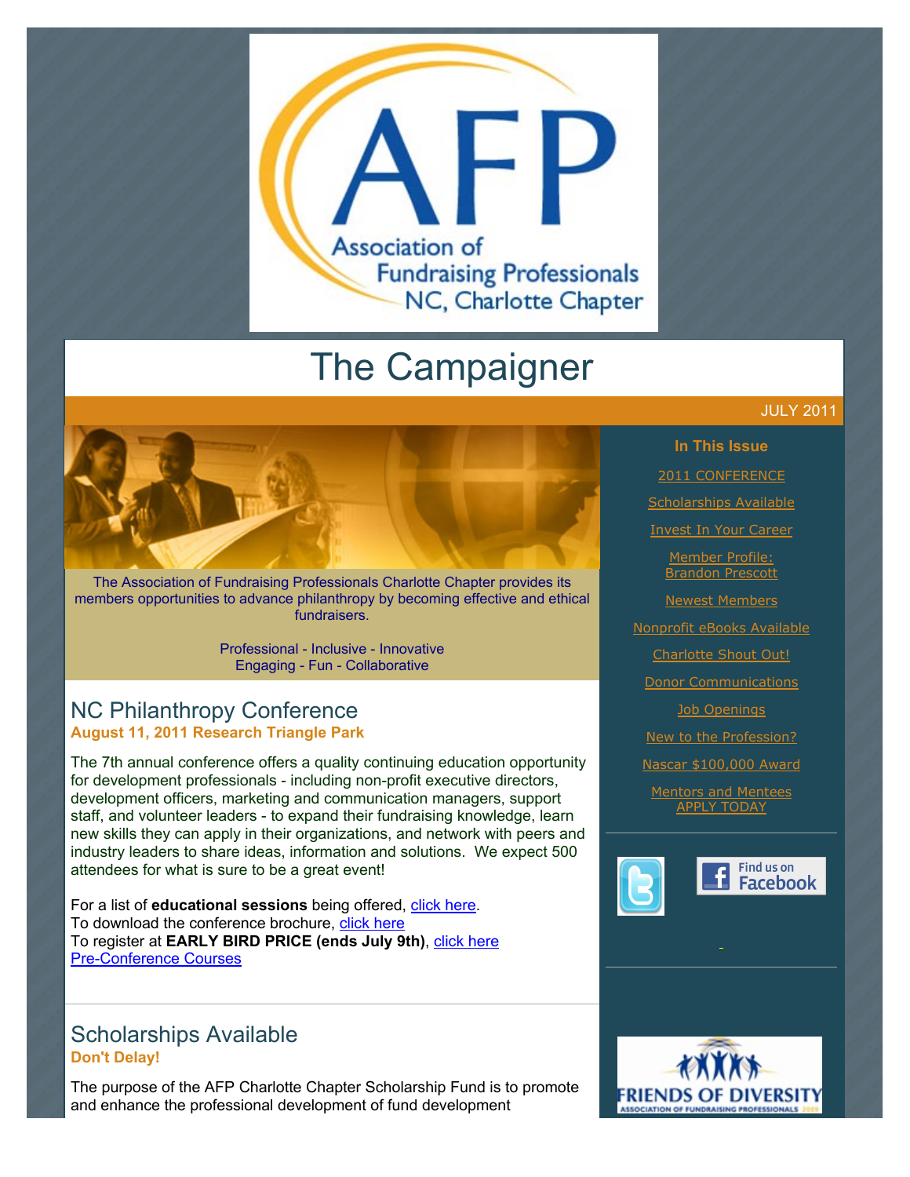Association of Fundraising Professionals
NC, Charlotte Chapter

# The Campaigner

JULY 2011

The Association of Fundraising Professionals Charlotte Chapter provides its members opportunities to advance philanthropy by becoming effective and ethical fundraisers.

Professional - Inclusive - Innovative
Engaging - Fun - Collaborative

## NC Philanthropy Conference

**August 11, 2011 Research Triangle Park**

The 7th annual conference offers a quality continuing education opportunity for development professionals - including non-profit executive directors, development officers, marketing and communication managers, support staff, and volunteer leaders - to expand their fundraising knowledge, learn new skills they can apply in their organizations, and network with peers and industry leaders to share ideas, information and solutions. We expect 500 attendees for what is sure to be a great event!

For a list of **educational sessions** being offered, click here.
To download the conference brochure, click here
To register at **EARLY BIRD PRICE (ends July 9th)**, click here
Pre-Conference Courses

## Scholarships Available

**Don't Delay!**

The purpose of the AFP Charlotte Chapter Scholarship Fund is to promote and enhance the professional development of fund development

### In This Issue

- 2011 CONFERENCE
- Scholarships Available
- Invest In Your Career
- Member Profile: Brandon Prescott
- Newest Members
- Nonprofit eBooks Available
- Charlotte Shout Out!
- Donor Communications
- Job Openings
- New to the Profession?
- Nascar $100,000 Award
- Mentors and Mentees APPLY TODAY

Find us on Facebook

FRIENDS OF DIVERSITY
ASSOCIATION OF FUNDRAISING PROFESSIONALS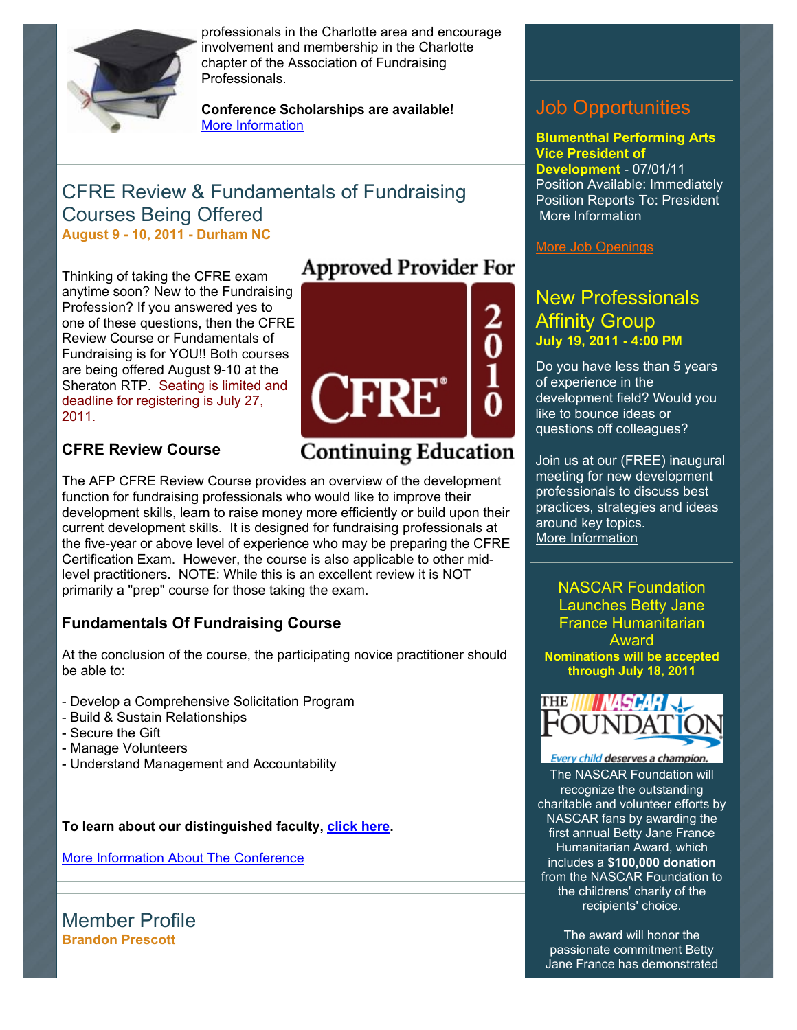professionals in the Charlotte area and encourage involvement and membership in the Charlotte chapter of the Association of Fundraising Professionals.

**Conference Scholarships are available!**
More Information

## CFRE Review & Fundamentals of Fundraising Courses Being Offered

**August 9 - 10, 2011 - Durham NC**

Thinking of taking the CFRE exam anytime soon? New to the Fundraising Profession? If you answered yes to one of these questions, then the CFRE Review Course or Fundamentals of Fundraising is for YOU!! Both courses are being offered August 9-10 at the Sheraton RTP. Seating is limited and deadline for registering is July 27, 2011.

Approved Provider For CFRE 2010 Continuing Education

### CFRE Review Course

The AFP CFRE Review Course provides an overview of the development function for fundraising professionals who would like to improve their development skills, learn to raise money more efficiently or build upon their current development skills. It is designed for fundraising professionals at the five-year or above level of experience who may be preparing the CFRE Certification Exam. However, the course is also applicable to other mid-level practitioners. NOTE: While this is an excellent review it is NOT primarily a "prep" course for those taking the exam.

### Fundamentals Of Fundraising Course

At the conclusion of the course, the participating novice practitioner should be able to:

- Develop a Comprehensive Solicitation Program
- Build & Sustain Relationships
- Secure the Gift
- Manage Volunteers
- Understand Management and Accountability

**To learn about our distinguished faculty, click here.**

More Information About The Conference

## Member Profile

**Brandon Prescott**

## Job Opportunities

**Blumenthal Performing Arts Vice President of Development** - 07/01/11
Position Available: Immediately
Position Reports To: President
More Information

More Job Openings

## New Professionals Affinity Group

**July 19, 2011 - 4:00 PM**

Do you have less than 5 years of experience in the development field? Would you like to bounce ideas or questions off colleagues?

Join us at our (FREE) inaugural meeting for new development professionals to discuss best practices, strategies and ideas around key topics.
More Information

## NASCAR Foundation Launches Betty Jane France Humanitarian Award

**Nominations will be accepted through July 18, 2011**

THE NASCAR FOUNDATION — Every child deserves a champion.

The NASCAR Foundation will recognize the outstanding charitable and volunteer efforts by NASCAR fans by awarding the first annual Betty Jane France Humanitarian Award, which includes a **$100,000 donation** from the NASCAR Foundation to the childrens' charity of the recipients' choice.

The award will honor the passionate commitment Betty Jane France has demonstrated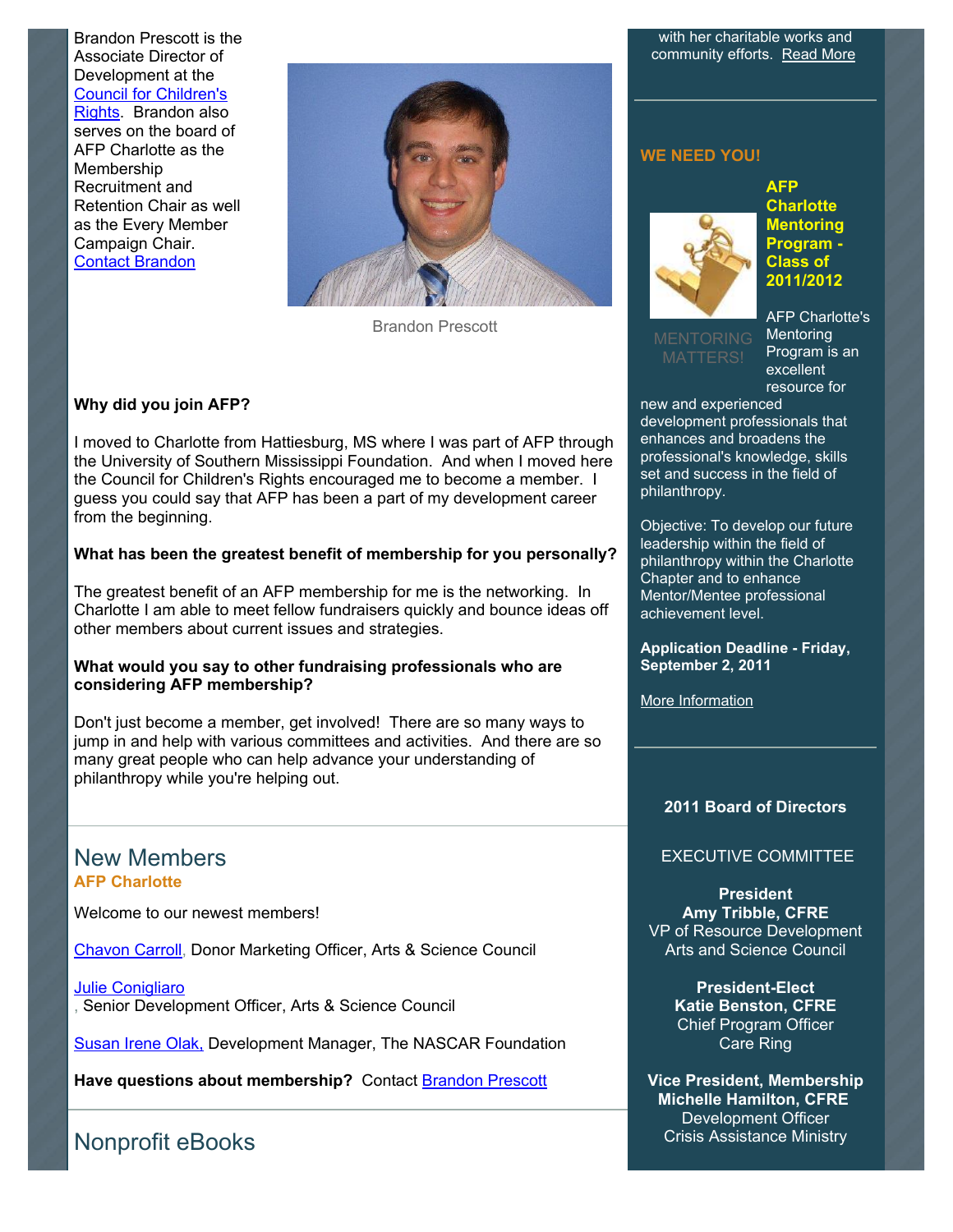Brandon Prescott is the Associate Director of Development at the Council for Children's Rights. Brandon also serves on the board of AFP Charlotte as the Membership Recruitment and Retention Chair as well as the Every Member Campaign Chair. Contact Brandon

Brandon Prescott

**Why did you join AFP?**

I moved to Charlotte from Hattiesburg, MS where I was part of AFP through the University of Southern Mississippi Foundation. And when I moved here the Council for Children's Rights encouraged me to become a member. I guess you could say that AFP has been a part of my development career from the beginning.

**What has been the greatest benefit of membership for you personally?**

The greatest benefit of an AFP membership for me is the networking. In Charlotte I am able to meet fellow fundraisers quickly and bounce ideas off other members about current issues and strategies.

**What would you say to other fundraising professionals who are considering AFP membership?**

Don't just become a member, get involved! There are so many ways to jump in and help with various committees and activities. And there are so many great people who can help advance your understanding of philanthropy while you're helping out.

## New Members

**AFP Charlotte**

Welcome to our newest members!

Chavon Carroll, Donor Marketing Officer, Arts & Science Council

Julie Conigliaro, Senior Development Officer, Arts & Science Council

Susan Irene Olak, Development Manager, The NASCAR Foundation

**Have questions about membership?** Contact Brandon Prescott

## Nonprofit eBooks

with her charitable works and community efforts. Read More

**WE NEED YOU!**

**AFP Charlotte Mentoring Program - Class of 2011/2012**

MENTORING MATTERS!

AFP Charlotte's Mentoring Program is an excellent resource for new and experienced development professionals that enhances and broadens the professional's knowledge, skills set and success in the field of philanthropy.

Objective: To develop our future leadership within the field of philanthropy within the Charlotte Chapter and to enhance Mentor/Mentee professional achievement level.

**Application Deadline - Friday, September 2, 2011**

More Information

**2011 Board of Directors**

EXECUTIVE COMMITTEE

**President**
**Amy Tribble, CFRE**
VP of Resource Development
Arts and Science Council

**President-Elect**
**Katie Benston, CFRE**
Chief Program Officer
Care Ring

**Vice President, Membership**
**Michelle Hamilton, CFRE**
Development Officer
Crisis Assistance Ministry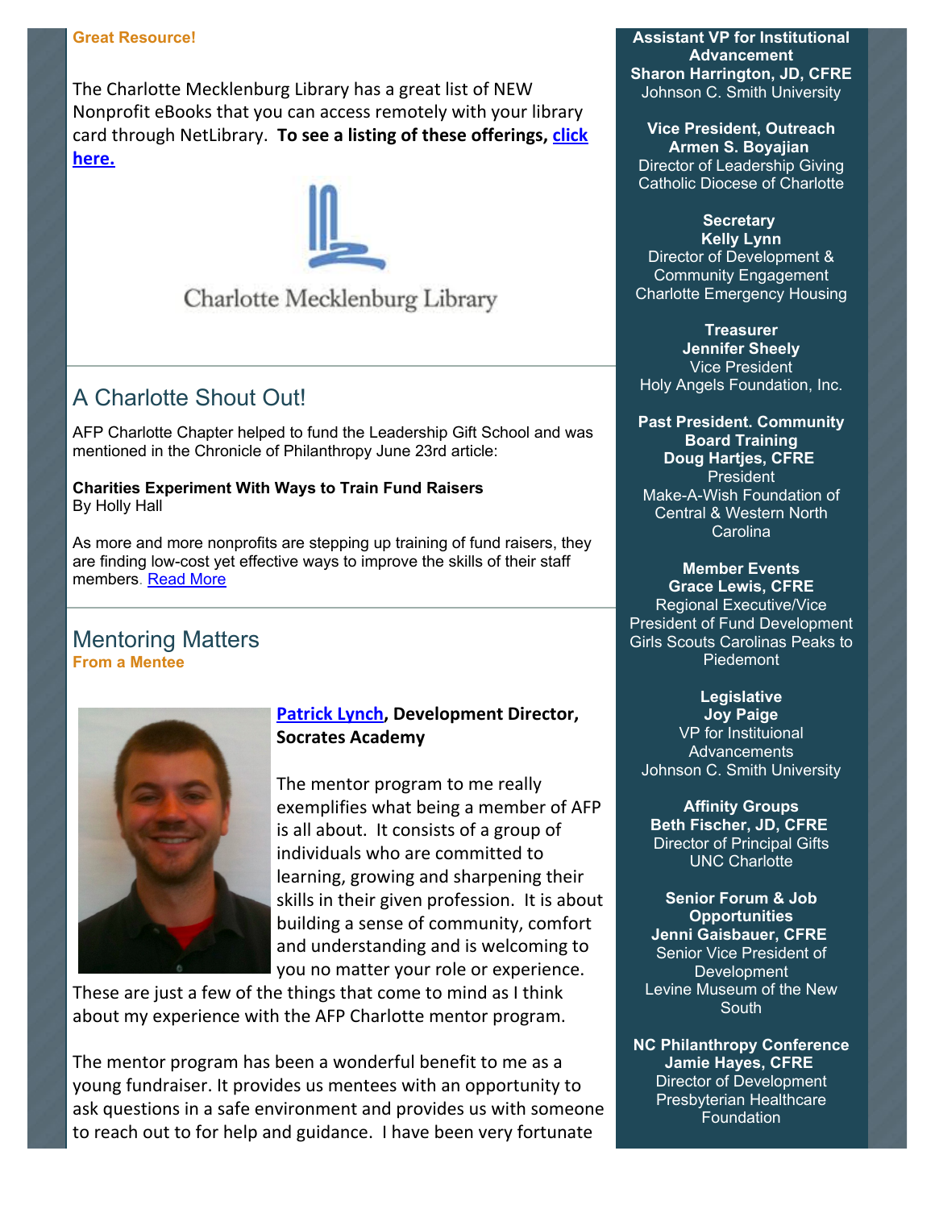**Great Resource!**

The Charlotte Mecklenburg Library has a great list of NEW Nonprofit eBooks that you can access remotely with your library card through NetLibrary. **To see a listing of these offerings, click here.**

Charlotte Mecklenburg Library

## A Charlotte Shout Out!

AFP Charlotte Chapter helped to fund the Leadership Gift School and was mentioned in the Chronicle of Philanthropy June 23rd article:

**Charities Experiment With Ways to Train Fund Raisers**
By Holly Hall

As more and more nonprofits are stepping up training of fund raisers, they are finding low-cost yet effective ways to improve the skills of their staff members. Read More

## Mentoring Matters

**From a Mentee**

**Patrick Lynch, Development Director, Socrates Academy**

The mentor program to me really exemplifies what being a member of AFP is all about. It consists of a group of individuals who are committed to learning, growing and sharpening their skills in their given profession. It is about building a sense of community, comfort and understanding and is welcoming to you no matter your role or experience. These are just a few of the things that come to mind as I think about my experience with the AFP Charlotte mentor program.

The mentor program has been a wonderful benefit to me as a young fundraiser. It provides us mentees with an opportunity to ask questions in a safe environment and provides us with someone to reach out to for help and guidance. I have been very fortunate

**Assistant VP for Institutional Advancement**
**Sharon Harrington, JD, CFRE**
Johnson C. Smith University

**Vice President, Outreach**
**Armen S. Boyajian**
Director of Leadership Giving
Catholic Diocese of Charlotte

**Secretary**
**Kelly Lynn**
Director of Development & Community Engagement
Charlotte Emergency Housing

**Treasurer**
**Jennifer Sheely**
Vice President
Holy Angels Foundation, Inc.

**Past President. Community Board Training**
**Doug Hartjes, CFRE**
President
Make-A-Wish Foundation of Central & Western North Carolina

**Member Events**
**Grace Lewis, CFRE**
Regional Executive/Vice President of Fund Development
Girls Scouts Carolinas Peaks to Piedemont

**Legislative**
**Joy Paige**
VP for Instituional Advancements
Johnson C. Smith University

**Affinity Groups**
**Beth Fischer, JD, CFRE**
Director of Principal Gifts
UNC Charlotte

**Senior Forum & Job Opportunities**
**Jenni Gaisbauer, CFRE**
Senior Vice President of Development
Levine Museum of the New South

**NC Philanthropy Conference**
**Jamie Hayes, CFRE**
Director of Development
Presbyterian Healthcare Foundation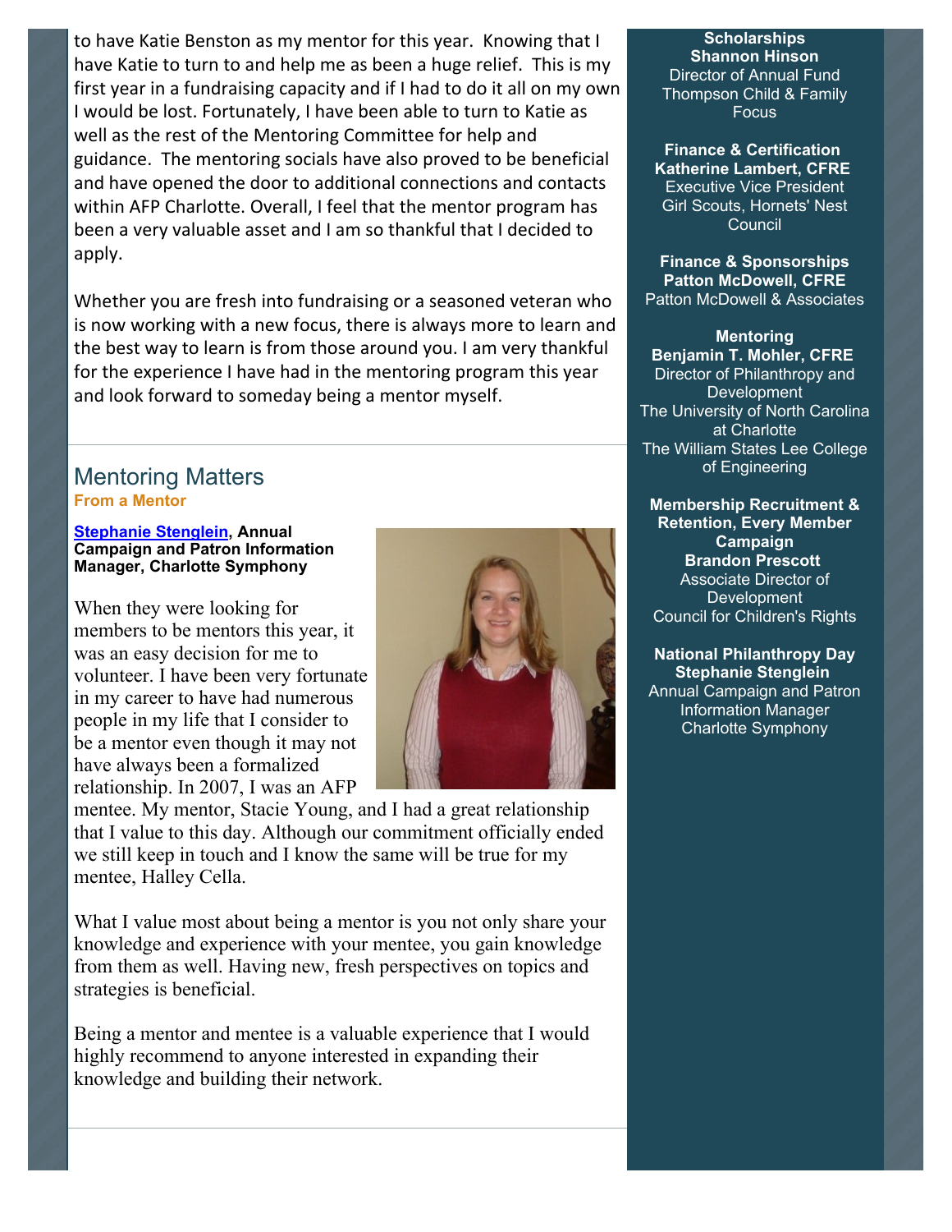to have Katie Benston as my mentor for this year. Knowing that I have Katie to turn to and help me as been a huge relief. This is my first year in a fundraising capacity and if I had to do it all on my own I would be lost. Fortunately, I have been able to turn to Katie as well as the rest of the Mentoring Committee for help and guidance. The mentoring socials have also proved to be beneficial and have opened the door to additional connections and contacts within AFP Charlotte. Overall, I feel that the mentor program has been a very valuable asset and I am so thankful that I decided to apply.

Whether you are fresh into fundraising or a seasoned veteran who is now working with a new focus, there is always more to learn and the best way to learn is from those around you. I am very thankful for the experience I have had in the mentoring program this year and look forward to someday being a mentor myself.

## Mentoring Matters

**From a Mentor**

**Stephanie Stenglein, Annual Campaign and Patron Information Manager, Charlotte Symphony**

When they were looking for members to be mentors this year, it was an easy decision for me to volunteer. I have been very fortunate in my career to have had numerous people in my life that I consider to be a mentor even though it may not have always been a formalized relationship. In 2007, I was an AFP mentee. My mentor, Stacie Young, and I had a great relationship that I value to this day. Although our commitment officially ended we still keep in touch and I know the same will be true for my mentee, Halley Cella.

What I value most about being a mentor is you not only share your knowledge and experience with your mentee, you gain knowledge from them as well. Having new, fresh perspectives on topics and strategies is beneficial.

Being a mentor and mentee is a valuable experience that I would highly recommend to anyone interested in expanding their knowledge and building their network.

**Scholarships**
**Shannon Hinson**
Director of Annual Fund
Thompson Child & Family Focus

**Finance & Certification**
**Katherine Lambert, CFRE**
Executive Vice President
Girl Scouts, Hornets' Nest Council

**Finance & Sponsorships**
**Patton McDowell, CFRE**
Patton McDowell & Associates

**Mentoring**
**Benjamin T. Mohler, CFRE**
Director of Philanthropy and Development
The University of North Carolina at Charlotte
The William States Lee College of Engineering

**Membership Recruitment & Retention, Every Member Campaign**
**Brandon Prescott**
Associate Director of Development
Council for Children's Rights

**National Philanthropy Day**
**Stephanie Stenglein**
Annual Campaign and Patron Information Manager
Charlotte Symphony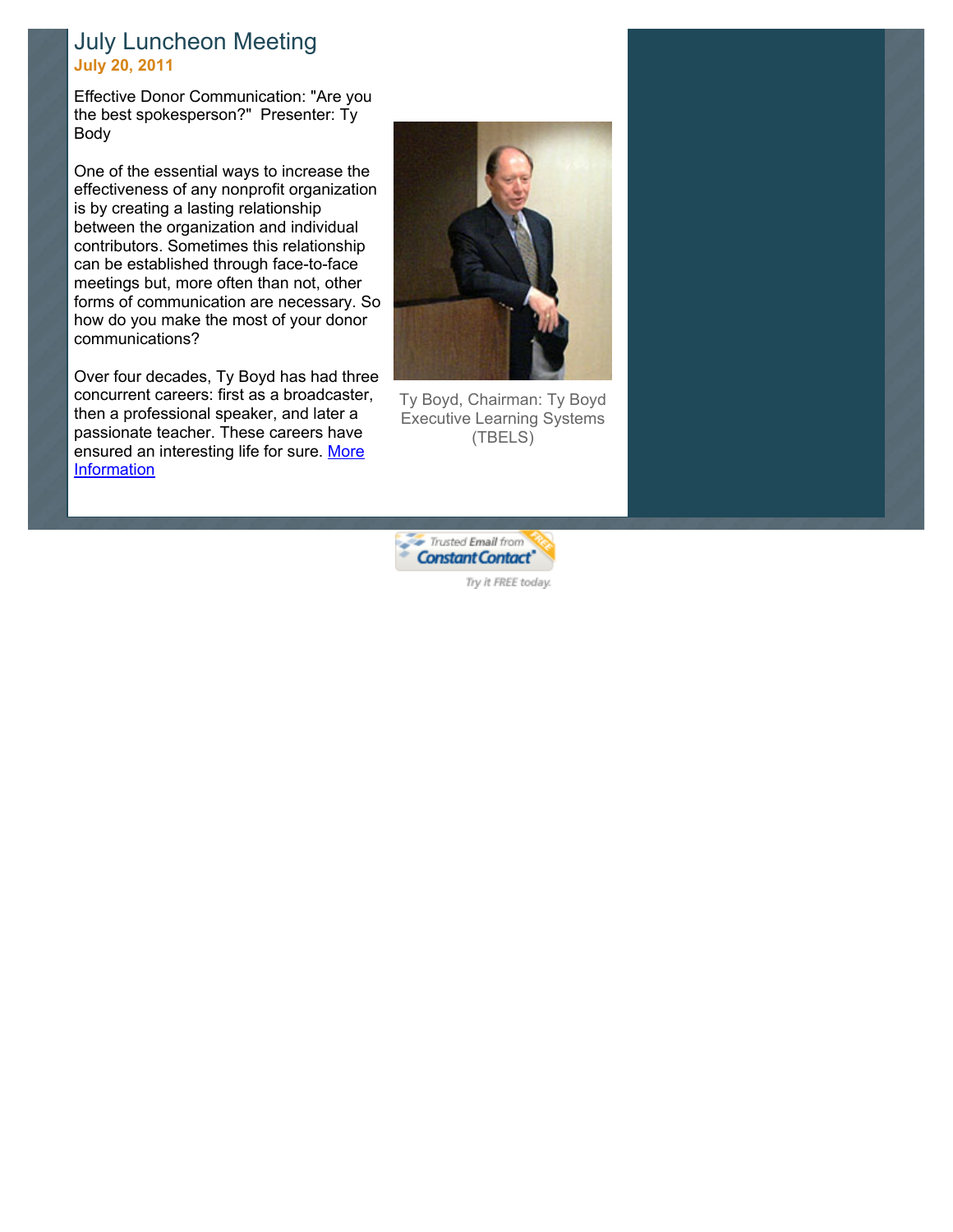## July Luncheon Meeting

**July 20, 2011**

Effective Donor Communication: "Are you the best spokesperson?" Presenter: Ty Body

One of the essential ways to increase the effectiveness of any nonprofit organization is by creating a lasting relationship between the organization and individual contributors. Sometimes this relationship can be established through face-to-face meetings but, more often than not, other forms of communication are necessary. So how do you make the most of your donor communications?

Over four decades, Ty Boyd has had three concurrent careers: first as a broadcaster, then a professional speaker, and later a passionate teacher. These careers have ensured an interesting life for sure. More Information

Ty Boyd, Chairman: Ty Boyd Executive Learning Systems (TBELS)

Trusted Email from Constant Contact

Try it FREE today.